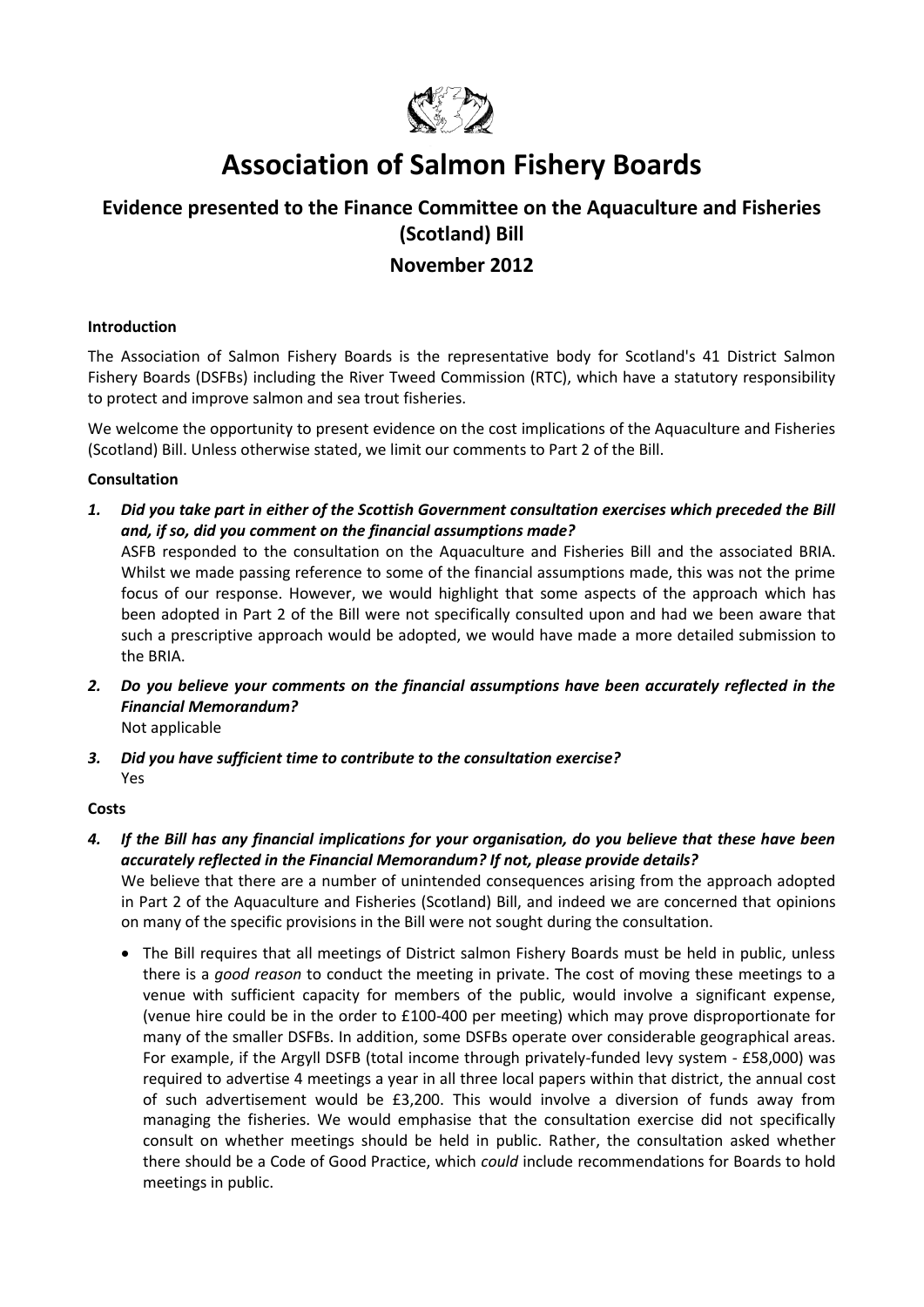# Association of Salmon Fishery Boards

## Evidence presented to the Finance Committee on the Aquaculture and Fisheries (Scotland) Bill

## November 2012

**Introduction**

The Association of Salmon Fishery Boards is the representative body for Scotland's 41 District Salmon Fishery Boards (DSFBs) including the River Tweed Commission (RTC), which have a statutory responsibility to protect and improve salmon and sea trout fisheries.

We welcome the opportunity to present evidence on the cost implications of the Aquaculture and Fisheries (Scotland) Bill. Unless otherwise stated, we limit our comments to Part 2 of the Bill.

**Consultation**

1. ***Did you take part in either of the Scottish Government consultation exercises which preceded the Bill and, if so, did you comment on the financial assumptions made?***
   ASFB responded to the consultation on the Aquaculture and Fisheries Bill and the associated BRIA. Whilst we made passing reference to some of the financial assumptions made, this was not the prime focus of our response. However, we would highlight that some aspects of the approach which has been adopted in Part 2 of the Bill were not specifically consulted upon and had we been aware that such a prescriptive approach would be adopted, we would have made a more detailed submission to the BRIA.

2. ***Do you believe your comments on the financial assumptions have been accurately reflected in the Financial Memorandum?***
   Not applicable

3. ***Did you have sufficient time to contribute to the consultation exercise?***
   Yes

**Costs**

4. ***If the Bill has any financial implications for your organisation, do you believe that these have been accurately reflected in the Financial Memorandum? If not, please provide details?***
   We believe that there are a number of unintended consequences arising from the approach adopted in Part 2 of the Aquaculture and Fisheries (Scotland) Bill, and indeed we are concerned that opinions on many of the specific provisions in the Bill were not sought during the consultation.

   - The Bill requires that all meetings of District salmon Fishery Boards must be held in public, unless there is a *good reason* to conduct the meeting in private. The cost of moving these meetings to a venue with sufficient capacity for members of the public, would involve a significant expense, (venue hire could be in the order to £100-400 per meeting) which may prove disproportionate for many of the smaller DSFBs. In addition, some DSFBs operate over considerable geographical areas. For example, if the Argyll DSFB (total income through privately-funded levy system - £58,000) was required to advertise 4 meetings a year in all three local papers within that district, the annual cost of such advertisement would be £3,200. This would involve a diversion of funds away from managing the fisheries. We would emphasise that the consultation exercise did not specifically consult on whether meetings should be held in public. Rather, the consultation asked whether there should be a Code of Good Practice, which *could* include recommendations for Boards to hold meetings in public.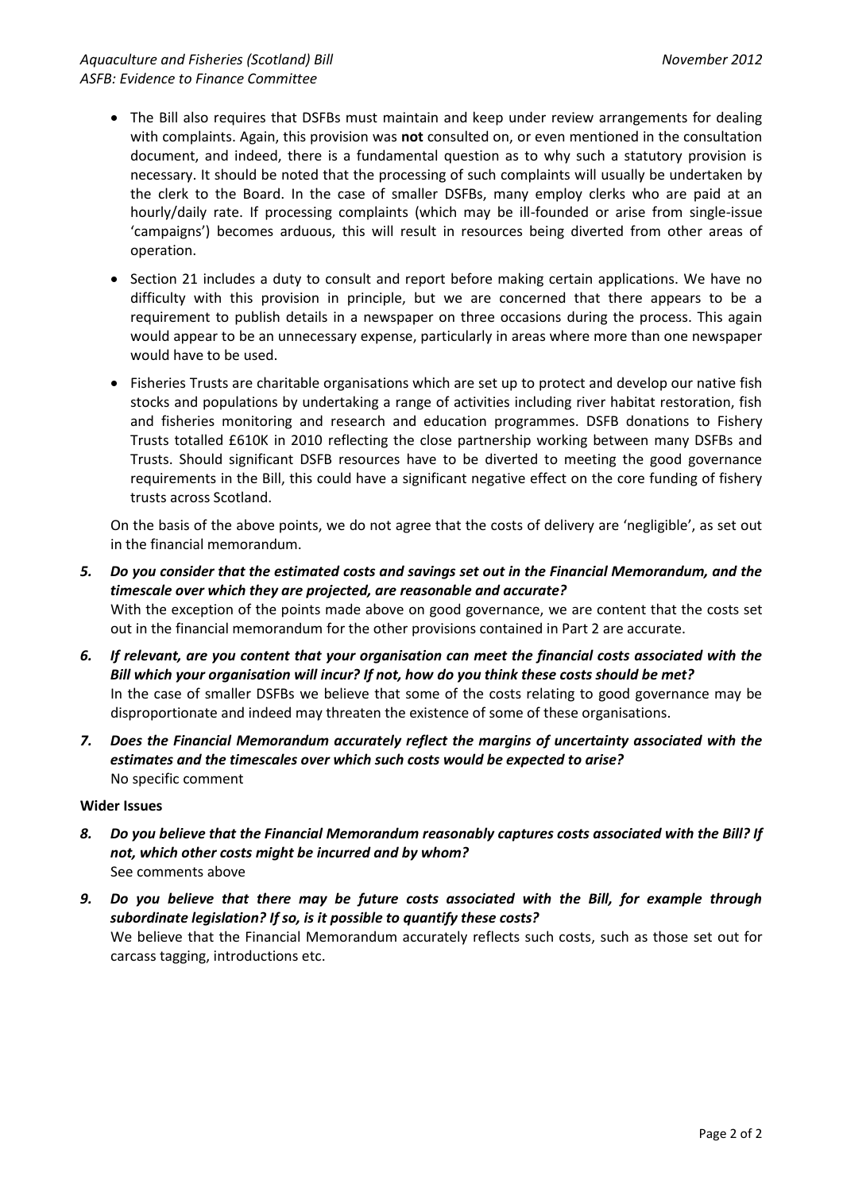- The Bill also requires that DSFBs must maintain and keep under review arrangements for dealing with complaints. Again, this provision was **not** consulted on, or even mentioned in the consultation document, and indeed, there is a fundamental question as to why such a statutory provision is necessary. It should be noted that the processing of such complaints will usually be undertaken by the clerk to the Board. In the case of smaller DSFBs, many employ clerks who are paid at an hourly/daily rate. If processing complaints (which may be ill-founded or arise from single-issue 'campaigns') becomes arduous, this will result in resources being diverted from other areas of operation.
- Section 21 includes a duty to consult and report before making certain applications. We have no difficulty with this provision in principle, but we are concerned that there appears to be a requirement to publish details in a newspaper on three occasions during the process. This again would appear to be an unnecessary expense, particularly in areas where more than one newspaper would have to be used.
- Fisheries Trusts are charitable organisations which are set up to protect and develop our native fish stocks and populations by undertaking a range of activities including river habitat restoration, fish and fisheries monitoring and research and education programmes. DSFB donations to Fishery Trusts totalled £610K in 2010 reflecting the close partnership working between many DSFBs and Trusts. Should significant DSFB resources have to be diverted to meeting the good governance requirements in the Bill, this could have a significant negative effect on the core funding of fishery trusts across Scotland.

On the basis of the above points, we do not agree that the costs of delivery are 'negligible', as set out in the financial memorandum.

5. ***Do you consider that the estimated costs and savings set out in the Financial Memorandum, and the timescale over which they are projected, are reasonable and accurate?***
   With the exception of the points made above on good governance, we are content that the costs set out in the financial memorandum for the other provisions contained in Part 2 are accurate.

6. ***If relevant, are you content that your organisation can meet the financial costs associated with the Bill which your organisation will incur? If not, how do you think these costs should be met?***
   In the case of smaller DSFBs we believe that some of the costs relating to good governance may be disproportionate and indeed may threaten the existence of some of these organisations.

7. ***Does the Financial Memorandum accurately reflect the margins of uncertainty associated with the estimates and the timescales over which such costs would be expected to arise?***
   No specific comment

**Wider Issues**

8. ***Do you believe that the Financial Memorandum reasonably captures costs associated with the Bill? If not, which other costs might be incurred and by whom?***
   See comments above

9. ***Do you believe that there may be future costs associated with the Bill, for example through subordinate legislation? If so, is it possible to quantify these costs?***
   We believe that the Financial Memorandum accurately reflects such costs, such as those set out for carcass tagging, introductions etc.